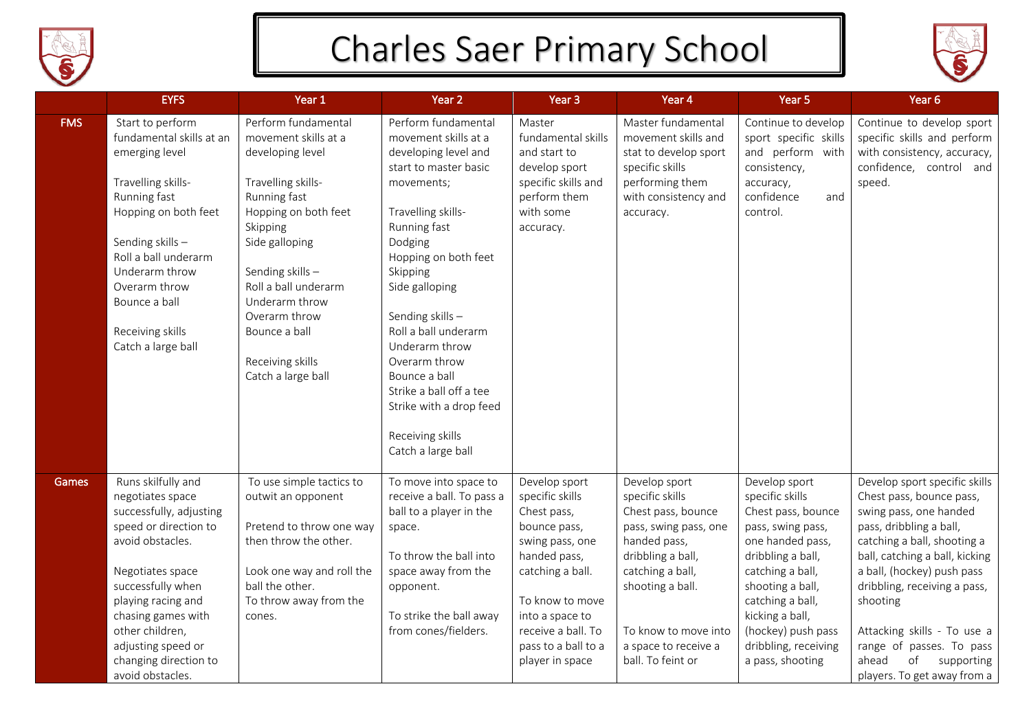# Charles Saer Primary School

| | EYFS | Year 1 | Year 2 | Year 3 | Year 4 | Year 5 | Year 6 |
|---|---|---|---|---|---|---|---|
| **FMS** | Start to perform fundamental skills at an emerging level<br><br>Travelling skills-<br>Running fast<br>Hopping on both feet<br><br>Sending skills –<br>Roll a ball underarm<br>Underarm throw<br>Overarm throw<br>Bounce a ball<br><br>Receiving skills<br>Catch a large ball | Perform fundamental movement skills at a developing level<br><br>Travelling skills-<br>Running fast<br>Hopping on both feet<br>Skipping<br>Side galloping<br><br>Sending skills –<br>Roll a ball underarm<br>Underarm throw<br>Overarm throw<br>Bounce a ball<br><br>Receiving skills<br>Catch a large ball | Perform fundamental movement skills at a developing level and start to master basic movements;<br><br>Travelling skills-<br>Running fast<br>Dodging<br>Hopping on both feet<br>Skipping<br>Side galloping<br><br>Sending skills –<br>Roll a ball underarm<br>Underarm throw<br>Overarm throw<br>Bounce a ball<br>Strike a ball off a tee<br>Strike with a drop feed<br><br>Receiving skills<br>Catch a large ball | Master fundamental skills and start to develop sport specific skills and perform them with some accuracy. | Master fundamental movement skills and stat to develop sport specific skills performing them with consistency and accuracy. | Continue to develop sport specific skills and perform with consistency, accuracy, confidence and control. | Continue to develop sport specific skills and perform with consistency, accuracy, confidence, control and speed. |
| **Games** | Runs skilfully and negotiates space successfully, adjusting speed or direction to avoid obstacles.<br><br>Negotiates space successfully when playing racing and chasing games with other children, adjusting speed or changing direction to avoid obstacles. | To use simple tactics to outwit an opponent<br><br>Pretend to throw one way then throw the other.<br><br>Look one way and roll the ball the other.<br>To throw away from the cones. | To move into space to receive a ball. To pass a ball to a player in the space.<br><br>To throw the ball into space away from the opponent.<br><br>To strike the ball away from cones/fielders. | Develop sport specific skills<br>Chest pass, bounce pass, swing pass, one handed pass, catching a ball.<br><br>To know to move into a space to receive a ball. To pass to a ball to a player in space | Develop sport specific skills<br>Chest pass, bounce pass, swing pass, one handed pass, dribbling a ball, catching a ball, shooting a ball.<br><br>To know to move into a space to receive a ball. To feint or | Develop sport specific skills<br>Chest pass, bounce pass, swing pass, one handed pass, dribbling a ball, catching a ball, shooting a ball, catching a ball, kicking a ball, (hockey) push pass dribbling, receiving a pass, shooting | Develop sport specific skills<br>Chest pass, bounce pass, swing pass, one handed pass, dribbling a ball, catching a ball, shooting a ball, catching a ball, kicking a ball, (hockey) push pass dribbling, receiving a pass, shooting<br><br>Attacking skills - To use a range of passes. To pass ahead of supporting players. To get away from a |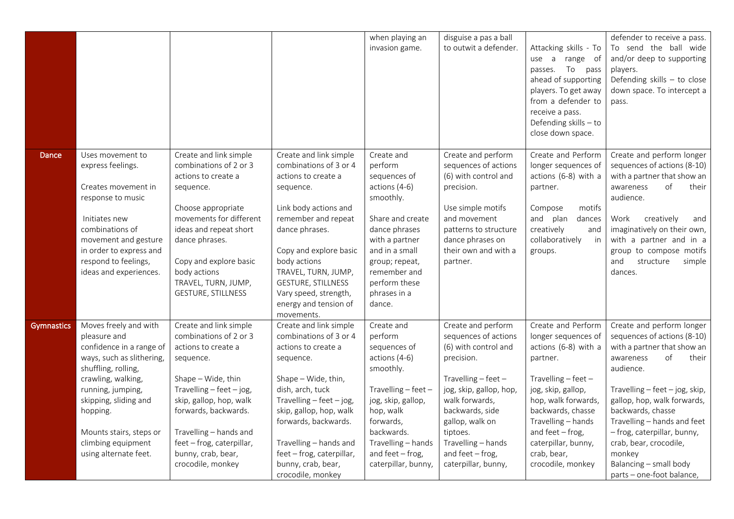| | | | | | | | |
|---|---|---|---|---|---|---|---|
| | | | | when playing an invasion game. | disguise a pas a ball to outwit a defender. | Attacking skills - To use a range of passes. To pass ahead of supporting players. To get away from a defender to receive a pass.<br>Defending skills – to close down space. | defender to receive a pass. To send the ball wide and/or deep to supporting players.<br>Defending skills – to close down space. To intercept a pass. |
| **Dance** | Uses movement to express feelings.<br><br>Creates movement in response to music<br><br>Initiates new combinations of movement and gesture in order to express and respond to feelings, ideas and experiences. | Create and link simple combinations of 2 or 3 actions to create a sequence.<br><br>Choose appropriate movements for different ideas and repeat short dance phrases.<br><br>Copy and explore basic body actions TRAVEL, TURN, JUMP, GESTURE, STILLNESS | Create and link simple combinations of 3 or 4 actions to create a sequence.<br><br>Link body actions and remember and repeat dance phrases.<br><br>Copy and explore basic body actions TRAVEL, TURN, JUMP, GESTURE, STILLNESS Vary speed, strength, energy and tension of movements. | Create and perform sequences of actions (4-6) smoothly.<br><br>Share and create dance phrases with a partner and in a small group; repeat, remember and perform these phrases in a dance. | Create and perform sequences of actions (6) with control and precision.<br><br>Use simple motifs and movement patterns to structure dance phrases on their own and with a partner. | Create and Perform longer sequences of actions (6-8) with a partner.<br><br>Compose motifs and plan dances creatively and collaboratively in groups. | Create and perform longer sequences of actions (8-10) with a partner that show an awareness of their audience.<br><br>Work creatively and imaginatively on their own, with a partner and in a group to compose motifs and structure simple dances. |
| **Gymnastics** | Moves freely and with pleasure and confidence in a range of ways, such as slithering, shuffling, rolling, crawling, walking, running, jumping, skipping, sliding and hopping.<br><br>Mounts stairs, steps or climbing equipment using alternate feet. | Create and link simple combinations of 2 or 3 actions to create a sequence.<br><br>Shape – Wide, thin<br>Travelling – feet – jog, skip, gallop, hop, walk forwards, backwards.<br><br>Travelling – hands and feet – frog, caterpillar, bunny, crab, bear, crocodile, monkey | Create and link simple combinations of 3 or 4 actions to create a sequence.<br><br>Shape – Wide, thin, dish, arch, tuck<br>Travelling – feet – jog, skip, gallop, hop, walk forwards, backwards.<br><br>Travelling – hands and feet – frog, caterpillar, bunny, crab, bear, crocodile, monkey | Create and perform sequences of actions (4-6) smoothly.<br><br>Travelling – feet – jog, skip, gallop, hop, walk forwards, backwards.<br>Travelling – hands and feet – frog, caterpillar, bunny, | Create and perform sequences of actions (6) with control and precision.<br><br>Travelling – feet – jog, skip, gallop, hop, walk forwards, backwards, side gallop, walk on tiptoes.<br>Travelling – hands and feet – frog, caterpillar, bunny, | Create and Perform longer sequences of actions (6-8) with a partner.<br><br>Travelling – feet – jog, skip, gallop, hop, walk forwards, backwards, chasse<br>Travelling – hands and feet – frog, caterpillar, bunny, crab, bear, crocodile, monkey | Create and perform longer sequences of actions (8-10) with a partner that show an awareness of their audience.<br><br>Travelling – feet – jog, skip, gallop, hop, walk forwards, backwards, chasse<br>Travelling – hands and feet – frog, caterpillar, bunny, crab, bear, crocodile, monkey<br>Balancing – small body parts – one-foot balance, |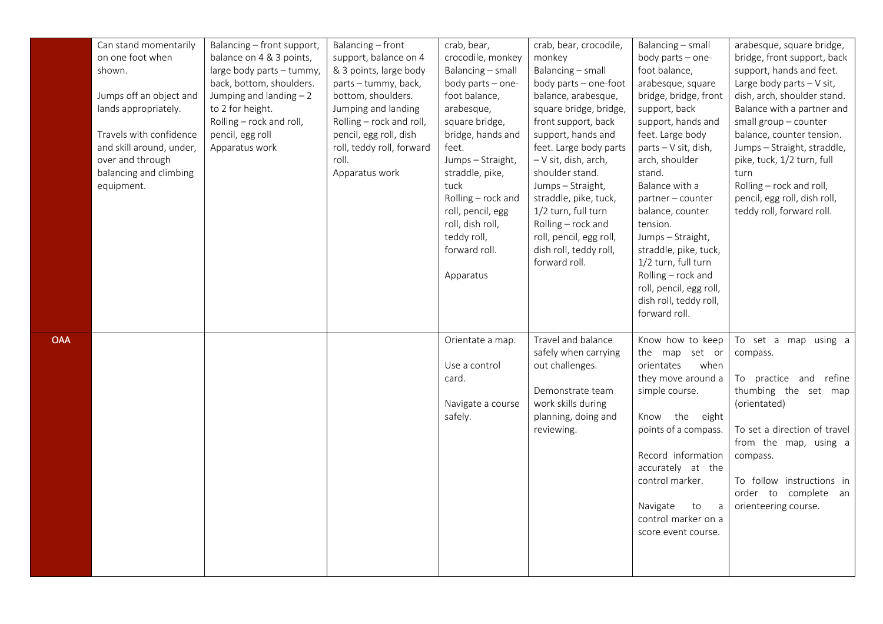| | | | | | | | |
|---|---|---|---|---|---|---|---|
| | Can stand momentarily on one foot when shown.<br><br>Jumps off an object and lands appropriately.<br><br>Travels with confidence and skill around, under, over and through balancing and climbing equipment. | Balancing – front support, balance on 4 & 3 points, large body parts – tummy, back, bottom, shoulders.<br>Jumping and landing – 2 to 2 for height.<br>Rolling – rock and roll, pencil, egg roll<br>Apparatus work | Balancing – front support, balance on 4 & 3 points, large body parts – tummy, back, bottom, shoulders.<br>Jumping and landing<br>Rolling – rock and roll, pencil, egg roll, dish roll, teddy roll, forward roll.<br>Apparatus work | crab, bear, crocodile, monkey<br>Balancing – small body parts – one-foot balance, arabesque, square bridge, bridge, hands and feet.<br>Jumps – Straight, straddle, pike, tuck<br>Rolling – rock and roll, pencil, egg roll, dish roll, teddy roll, forward roll.<br><br>Apparatus | crab, bear, crocodile, monkey<br>Balancing – small body parts – one-foot balance, arabesque, square bridge, bridge, front support, back support, hands and feet. Large body parts – V sit, dish, arch, shoulder stand.<br>Jumps – Straight, straddle, pike, tuck, 1/2 turn, full turn<br>Rolling – rock and roll, pencil, egg roll, dish roll, teddy roll, forward roll. | Balancing – small body parts – one-foot balance, arabesque, square bridge, bridge, front support, back support, hands and feet. Large body parts – V sit, dish, arch, shoulder stand.<br>Balance with a partner – counter balance, counter tension.<br>Jumps – Straight, straddle, pike, tuck, 1/2 turn, full turn<br>Rolling – rock and roll, pencil, egg roll, dish roll, teddy roll, forward roll. | arabesque, square bridge, bridge, front support, back support, hands and feet. Large body parts – V sit, dish, arch, shoulder stand. Balance with a partner and small group – counter balance, counter tension. Jumps – Straight, straddle, pike, tuck, 1/2 turn, full turn<br>Rolling – rock and roll, pencil, egg roll, dish roll, teddy roll, forward roll. |
| OAA | | | | Orientate a map.<br><br>Use a control card.<br><br>Navigate a course safely. | Travel and balance safely when carrying out challenges.<br><br>Demonstrate team work skills during planning, doing and reviewing. | Know how to keep the map set or orientates when they move around a simple course.<br><br>Know the eight points of a compass.<br><br>Record information accurately at the control marker.<br><br>Navigate to a control marker on a score event course. | To set a map using a compass.<br><br>To practice and refine thumbing the set map (orientated)<br><br>To set a direction of travel from the map, using a compass.<br><br>To follow instructions in order to complete an orienteering course. |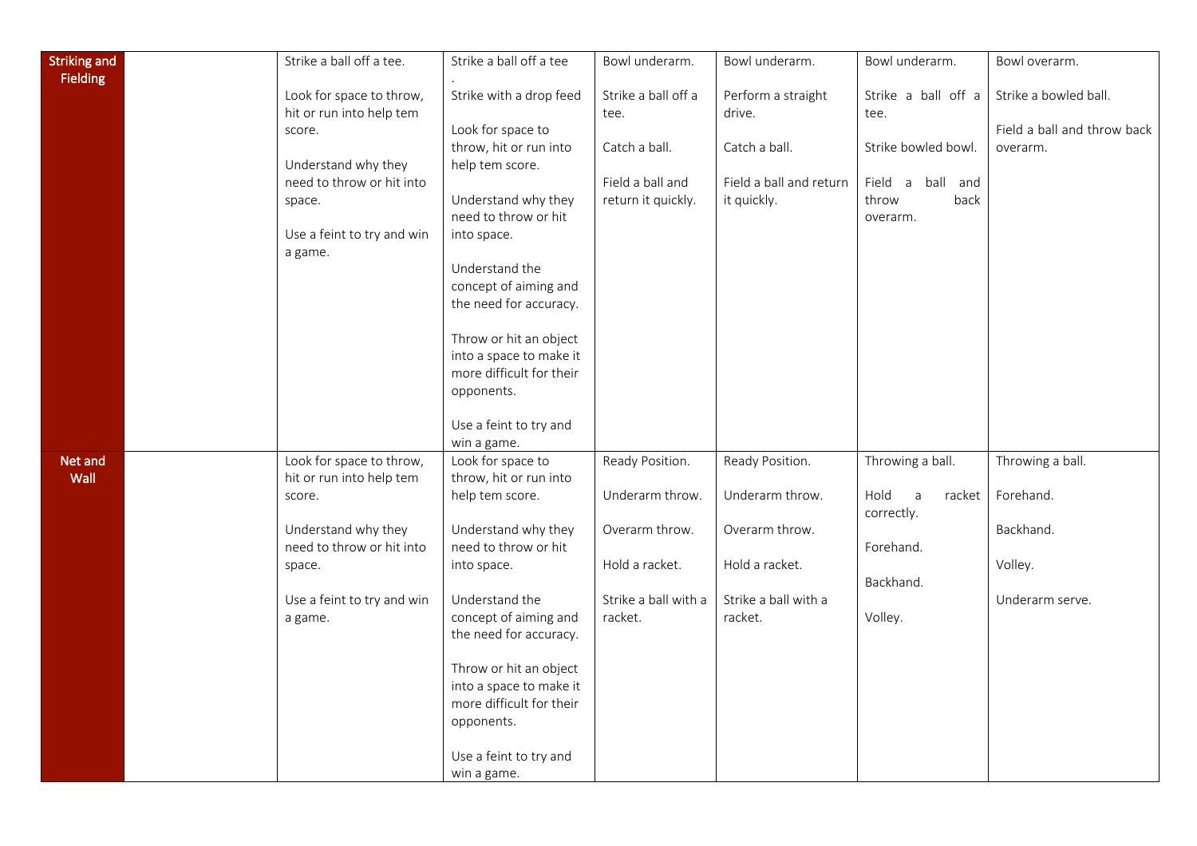| | | | | | | | |
|---|---|---|---|---|---|---|---|
| **Striking and Fielding** | | Strike a ball off a tee.<br><br>Look for space to throw, hit or run into help tem score.<br><br>Understand why they need to throw or hit into space.<br><br>Use a feint to try and win a game. | Strike a ball off a tee<br>.<br>Strike with a drop feed<br><br>Look for space to throw, hit or run into help tem score.<br><br>Understand why they need to throw or hit into space.<br><br>Understand the concept of aiming and the need for accuracy.<br><br>Throw or hit an object into a space to make it more difficult for their opponents.<br><br>Use a feint to try and win a game. | Bowl underarm.<br><br>Strike a ball off a tee.<br><br>Catch a ball.<br><br>Field a ball and return it quickly. | Bowl underarm.<br><br>Perform a straight drive.<br><br>Catch a ball.<br><br>Field a ball and return it quickly. | Bowl underarm.<br><br>Strike a ball off a tee.<br><br>Strike bowled bowl.<br><br>Field a ball and throw back overarm. | Bowl overarm.<br><br>Strike a bowled ball.<br><br>Field a ball and throw back overarm. |
| **Net and Wall** | | Look for space to throw, hit or run into help tem score.<br><br>Understand why they need to throw or hit into space.<br><br>Use a feint to try and win a game. | Look for space to throw, hit or run into help tem score.<br><br>Understand why they need to throw or hit into space.<br><br>Understand the concept of aiming and the need for accuracy.<br><br>Throw or hit an object into a space to make it more difficult for their opponents.<br><br>Use a feint to try and win a game. | Ready Position.<br><br>Underarm throw.<br><br>Overarm throw.<br><br>Hold a racket.<br><br>Strike a ball with a racket. | Ready Position.<br><br>Underarm throw.<br><br>Overarm throw.<br><br>Hold a racket.<br><br>Strike a ball with a racket. | Throwing a ball.<br><br>Hold a racket correctly.<br><br>Forehand.<br><br>Backhand.<br><br>Volley. | Throwing a ball.<br><br>Forehand.<br><br>Backhand.<br><br>Volley.<br><br>Underarm serve. |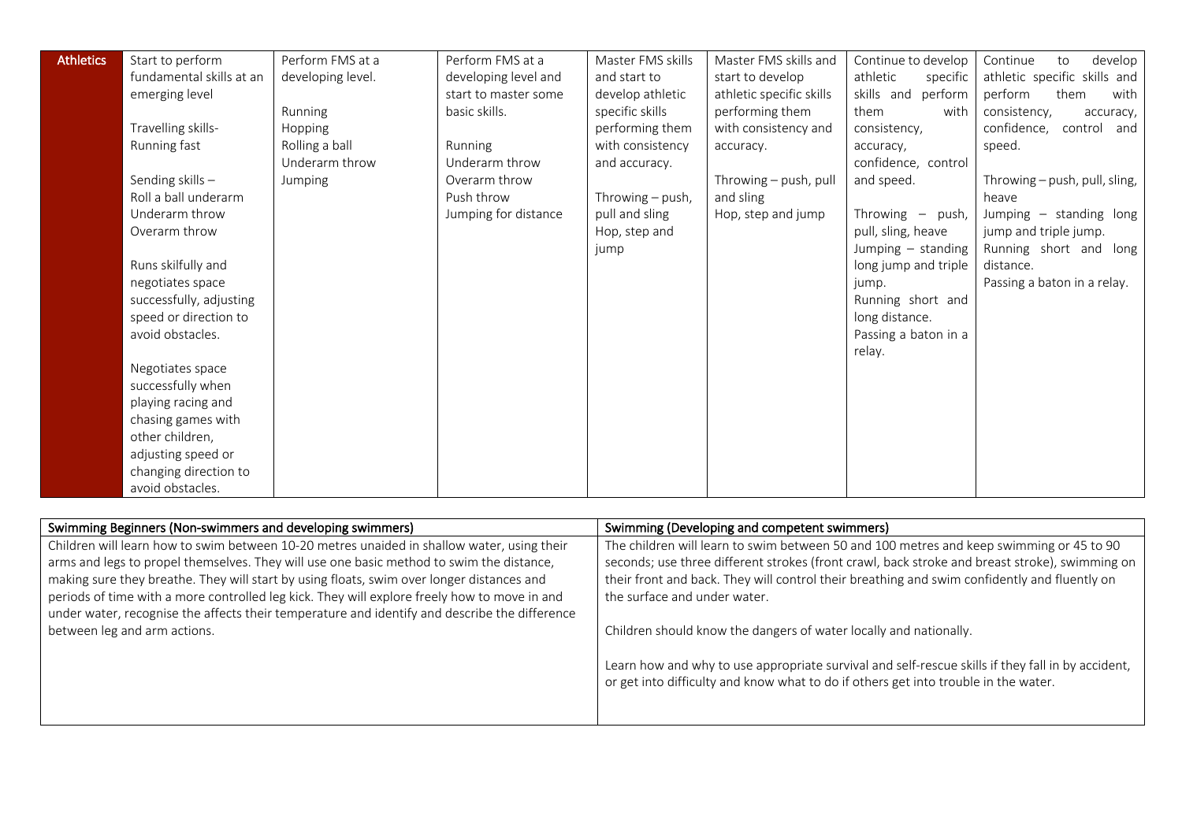| | | | | | | | |
|---|---|---|---|---|---|---|---|
| **Athletics** | Start to perform fundamental skills at an emerging level<br><br>Travelling skills- Running fast<br><br>Sending skills – Roll a ball underarm Underarm throw Overarm throw<br><br>Runs skilfully and negotiates space successfully, adjusting speed or direction to avoid obstacles.<br><br>Negotiates space successfully when playing racing and chasing games with other children, adjusting speed or changing direction to avoid obstacles. | Perform FMS at a developing level.<br><br>Running<br>Hopping<br>Rolling a ball<br>Underarm throw<br>Jumping | Perform FMS at a developing level and start to master some basic skills.<br><br>Running<br>Underarm throw<br>Overarm throw<br>Push throw<br>Jumping for distance | Master FMS skills and start to develop athletic specific skills performing them with consistency and accuracy.<br><br>Throwing – push, pull and sling<br>Hop, step and jump | Master FMS skills and start to develop athletic specific skills performing them with consistency and accuracy.<br><br>Throwing – push, pull and sling<br>Hop, step and jump | Continue to develop athletic specific skills and perform them with consistency, accuracy, confidence, control and speed.<br><br>Throwing – push, pull, sling, heave<br>Jumping – standing long jump and triple jump.<br>Running short and long distance.<br>Passing a baton in a relay. | Continue to develop athletic specific skills and perform them with consistency, accuracy, confidence, control and speed.<br><br>Throwing – push, pull, sling, heave<br>Jumping – standing long jump and triple jump.<br>Running short and long distance.<br>Passing a baton in a relay. |

| Swimming Beginners (Non-swimmers and developing swimmers) | Swimming (Developing and competent swimmers) |
|---|---|
| Children will learn how to swim between 10-20 metres unaided in shallow water, using their arms and legs to propel themselves. They will use one basic method to swim the distance, making sure they breathe. They will start by using floats, swim over longer distances and periods of time with a more controlled leg kick. They will explore freely how to move in and under water, recognise the affects their temperature and identify and describe the difference between leg and arm actions. | The children will learn to swim between 50 and 100 metres and keep swimming or 45 to 90 seconds; use three different strokes (front crawl, back stroke and breast stroke), swimming on their front and back. They will control their breathing and swim confidently and fluently on the surface and under water.<br><br>Children should know the dangers of water locally and nationally.<br><br>Learn how and why to use appropriate survival and self-rescue skills if they fall in by accident, or get into difficulty and know what to do if others get into trouble in the water. |